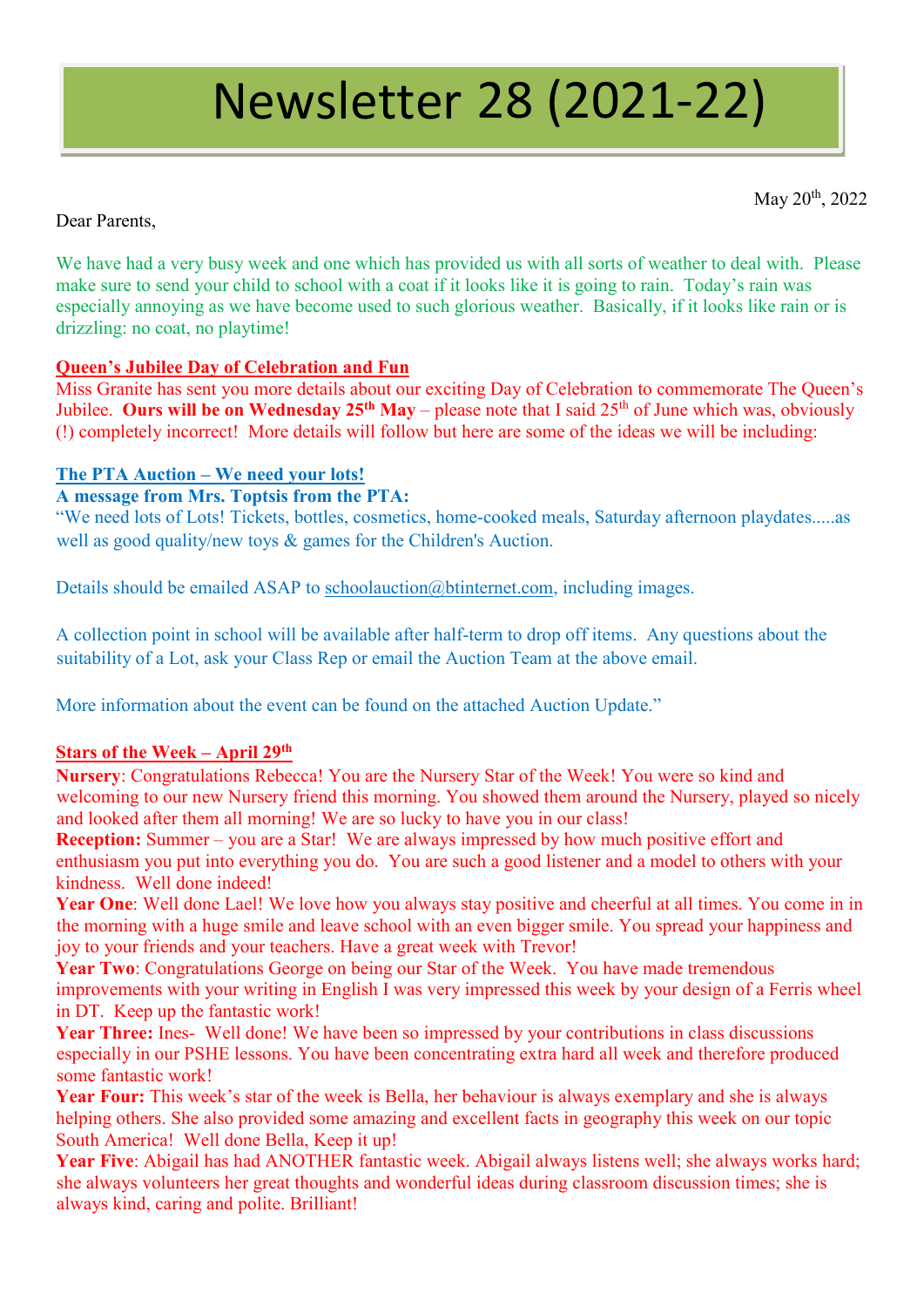# Newsletter 28 (2021-22)

May 20th, 2022

Dear Parents,

We have had a very busy week and one which has provided us with all sorts of weather to deal with. Please make sure to send your child to school with a coat if it looks like it is going to rain. Today's rain was especially annoying as we have become used to such glorious weather. Basically, if it looks like rain or is drizzling: no coat, no playtime!

## Queen's Jubilee Day of Celebration and Fun

Miss Granite has sent you more details about our exciting Day of Celebration to commemorate The Queen's Jubilee. **Ours will be on Wednesday 25th May** – please note that I said 25th of June which was, obviously (!) completely incorrect! More details will follow but here are some of the ideas we will be including:

## The PTA Auction – We need your lots!

**A message from Mrs. Toptsis from the PTA:**

"We need lots of Lots! Tickets, bottles, cosmetics, home-cooked meals, Saturday afternoon playdates.....as well as good quality/new toys & games for the Children's Auction.

Details should be emailed ASAP to schoolauction@btinternet.com, including images.

A collection point in school will be available after half-term to drop off items. Any questions about the suitability of a Lot, ask your Class Rep or email the Auction Team at the above email.

More information about the event can be found on the attached Auction Update."

## Stars of the Week – April 29th

**Nursery**: Congratulations Rebecca! You are the Nursery Star of the Week! You were so kind and welcoming to our new Nursery friend this morning. You showed them around the Nursery, played so nicely and looked after them all morning! We are so lucky to have you in our class!

**Reception:** Summer – you are a Star! We are always impressed by how much positive effort and enthusiasm you put into everything you do. You are such a good listener and a model to others with your kindness. Well done indeed!

**Year One**: Well done Lael! We love how you always stay positive and cheerful at all times. You come in in the morning with a huge smile and leave school with an even bigger smile. You spread your happiness and joy to your friends and your teachers. Have a great week with Trevor!

**Year Two**: Congratulations George on being our Star of the Week. You have made tremendous improvements with your writing in English I was very impressed this week by your design of a Ferris wheel in DT. Keep up the fantastic work!

**Year Three:** Ines- Well done! We have been so impressed by your contributions in class discussions especially in our PSHE lessons. You have been concentrating extra hard all week and therefore produced some fantastic work!

**Year Four:** This week's star of the week is Bella, her behaviour is always exemplary and she is always helping others. She also provided some amazing and excellent facts in geography this week on our topic South America! Well done Bella, Keep it up!

**Year Five**: Abigail has had ANOTHER fantastic week. Abigail always listens well; she always works hard; she always volunteers her great thoughts and wonderful ideas during classroom discussion times; she is always kind, caring and polite. Brilliant!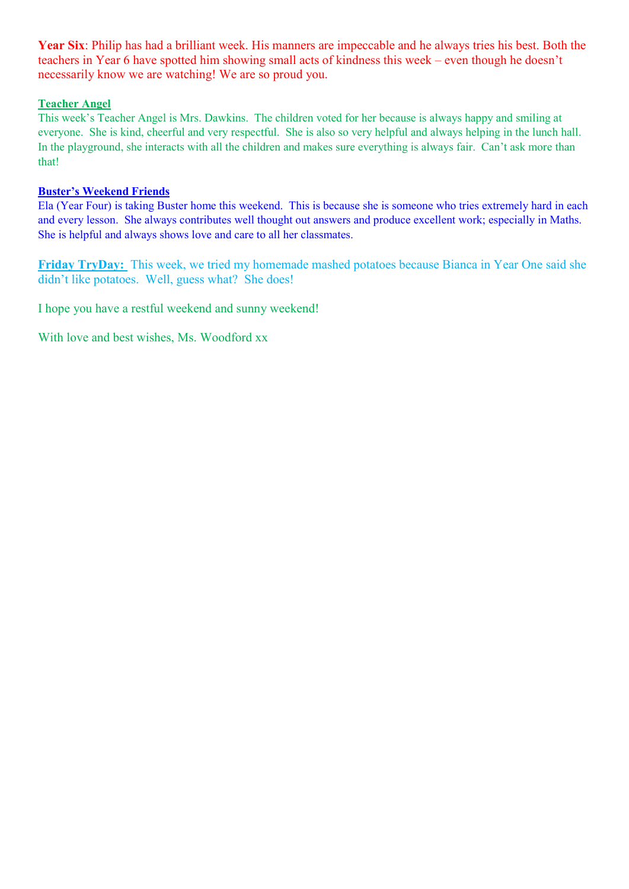**Year Six**: Philip has had a brilliant week. His manners are impeccable and he always tries his best. Both the teachers in Year 6 have spotted him showing small acts of kindness this week – even though he doesn't necessarily know we are watching! We are so proud you.

**Teacher Angel**

This week's Teacher Angel is Mrs. Dawkins. The children voted for her because is always happy and smiling at everyone. She is kind, cheerful and very respectful. She is also so very helpful and always helping in the lunch hall. In the playground, she interacts with all the children and makes sure everything is always fair. Can't ask more than that!

**Buster's Weekend Friends**

Ela (Year Four) is taking Buster home this weekend. This is because she is someone who tries extremely hard in each and every lesson. She always contributes well thought out answers and produce excellent work; especially in Maths. She is helpful and always shows love and care to all her classmates.

**Friday TryDay:** This week, we tried my homemade mashed potatoes because Bianca in Year One said she didn't like potatoes. Well, guess what? She does!

I hope you have a restful weekend and sunny weekend!

With love and best wishes, Ms. Woodford xx